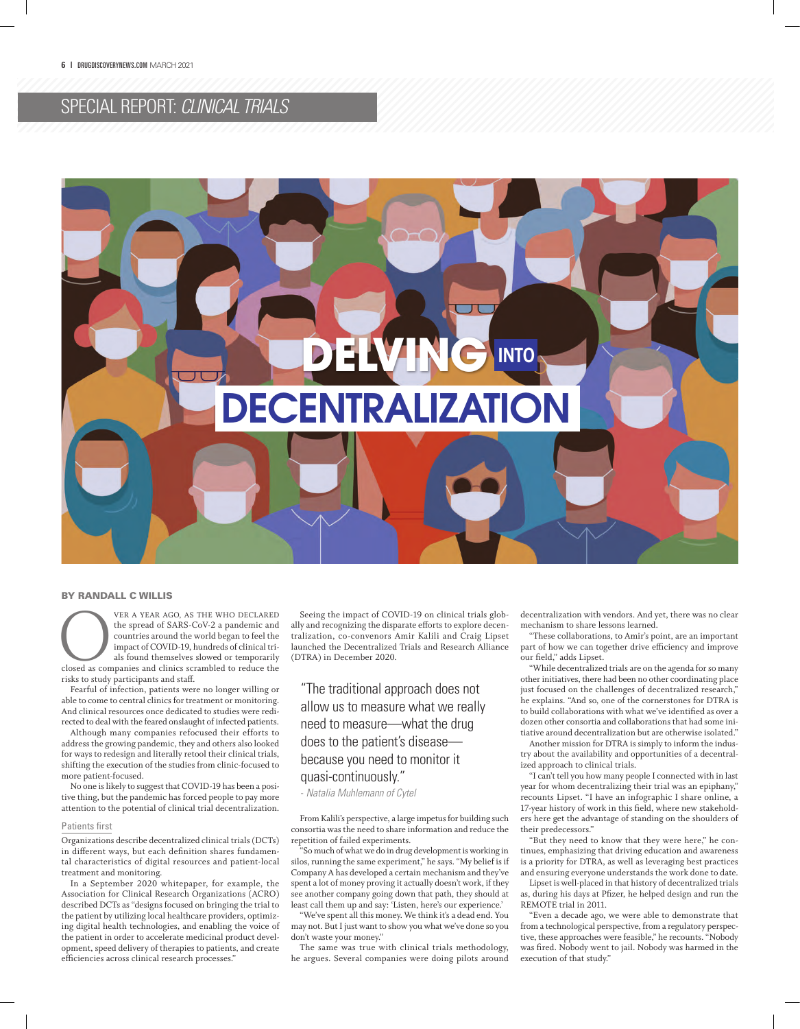SPECIAL REPORT: *CLINICAL TRIALS*

# DELVING INTO DECENTRALIZATION

**BY RANDALL C WILLIS**

Over a year ago, as the WHO declared the spread of SARS-CoV-2 a pandemic and countries around the world began to feel the impact of COVID-19, hundreds of clinical trials found themselves slowed or temporarily closed as companies and clinics scrambled to reduce the risks to study participants and staff.

Fearful of infection, patients were no longer willing or able to come to central clinics for treatment or monitoring. And clinical resources once dedicated to studies were redirected to deal with the feared onslaught of infected patients.

Although many companies refocused their efforts to address the growing pandemic, they and others also looked for ways to redesign and literally retool their clinical trials, shifting the execution of the studies from clinic-focused to more patient-focused.

No one is likely to suggest that COVID-19 has been a positive thing, but the pandemic has forced people to pay more attention to the potential of clinical trial decentralization.

## Patients first

Organizations describe decentralized clinical trials (DCTs) in different ways, but each definition shares fundamental characteristics of digital resources and patient-local treatment and monitoring.

In a September 2020 whitepaper, for example, the Association for Clinical Research Organizations (ACRO) described DCTs as "designs focused on bringing the trial to the patient by utilizing local healthcare providers, optimizing digital health technologies, and enabling the voice of the patient in order to accelerate medicinal product development, speed delivery of therapies to patients, and create efficiencies across clinical research processes."

Seeing the impact of COVID-19 on clinical trials globally and recognizing the disparate efforts to explore decentralization, co-convenors Amir Kalili and Craig Lipset launched the Decentralized Trials and Research Alliance (DTRA) in December 2020.

> "The traditional approach does not allow us to measure what we really need to measure—what the drug does to the patient's disease—because you need to monitor it quasi-continuously."
>
> *- Natalia Muhlemann of Cytel*

From Kalili's perspective, a large impetus for building such consortia was the need to share information and reduce the repetition of failed experiments.

"So much of what we do in drug development is working in silos, running the same experiment," he says. "My belief is if Company A has developed a certain mechanism and they've spent a lot of money proving it actually doesn't work, if they see another company going down that path, they should at least call them up and say: 'Listen, here's our experience.'

"We've spent all this money. We think it's a dead end. You may not. But I just want to show you what we've done so you don't waste your money."

The same was true with clinical trials methodology, he argues. Several companies were doing pilots around decentralization with vendors. And yet, there was no clear mechanism to share lessons learned.

"These collaborations, to Amir's point, are an important part of how we can together drive efficiency and improve our field," adds Lipset.

"While decentralized trials are on the agenda for so many other initiatives, there had been no other coordinating place just focused on the challenges of decentralized research," he explains. "And so, one of the cornerstones for DTRA is to build collaborations with what we've identified as over a dozen other consortia and collaborations that had some initiative around decentralization but are otherwise isolated."

Another mission for DTRA is simply to inform the industry about the availability and opportunities of a decentralized approach to clinical trials.

"I can't tell you how many people I connected with in last year for whom decentralizing their trial was an epiphany," recounts Lipset. "I have an infographic I share online, a 17-year history of work in this field, where new stakeholders here get the advantage of standing on the shoulders of their predecessors."

"But they need to know that they were here," he continues, emphasizing that driving education and awareness is a priority for DTRA, as well as leveraging best practices and ensuring everyone understands the work done to date.

Lipset is well-placed in that history of decentralized trials as, during his days at Pfizer, he helped design and run the REMOTE trial in 2011.

"Even a decade ago, we were able to demonstrate that from a technological perspective, from a regulatory perspective, these approaches were feasible," he recounts. "Nobody was fired. Nobody went to jail. Nobody was harmed in the execution of that study."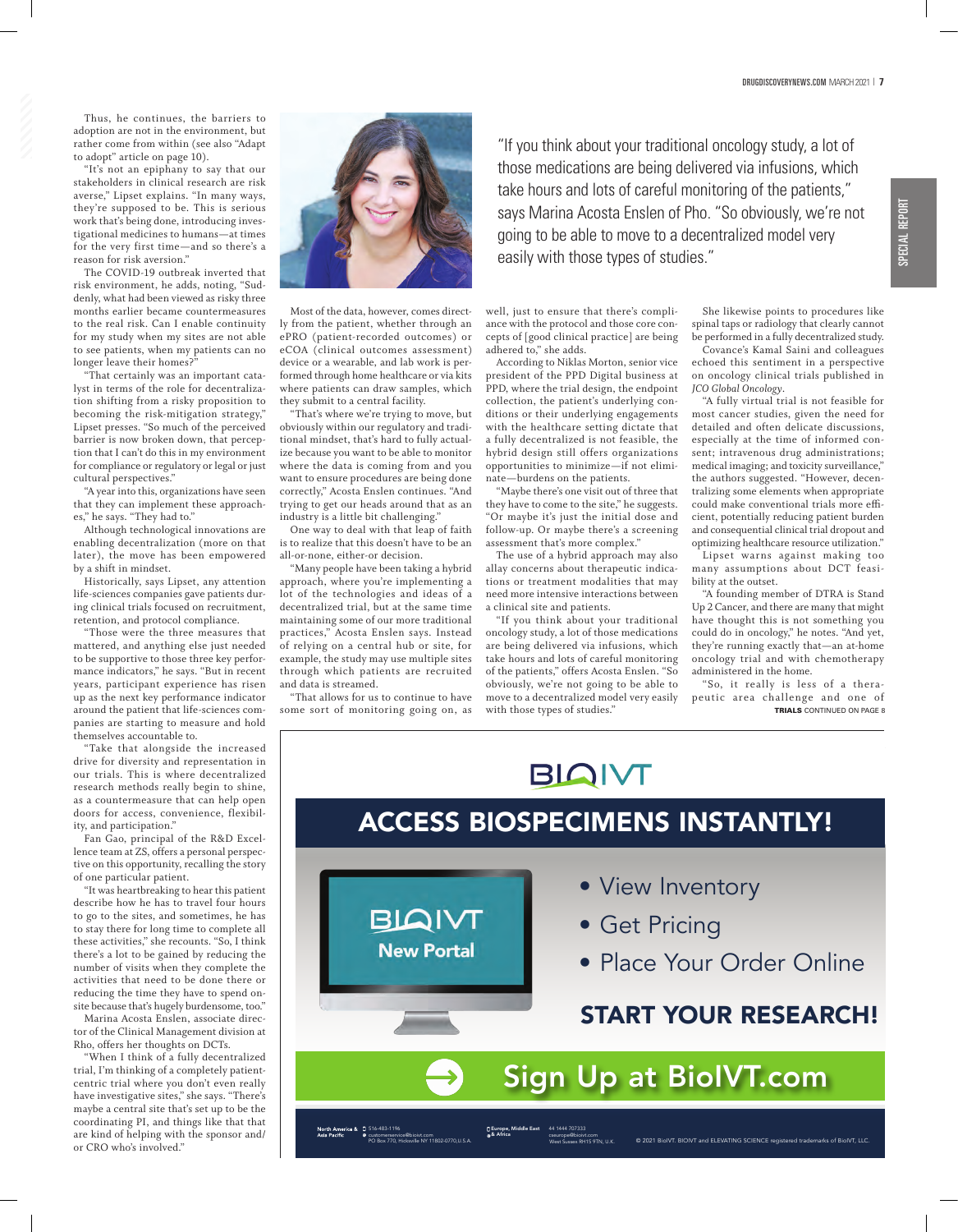Thus, he continues, the barriers to adoption are not in the environment, but rather come from within (see also "Adapt to adopt" article on page 10).

"It's not an epiphany to say that our stakeholders in clinical research are risk averse," Lipset explains. "In many ways, they're supposed to be. This is serious work that's being done, introducing investigational medicines to humans—at times for the very first time—and so there's a reason for risk aversion."

The COVID-19 outbreak inverted that risk environment, he adds, noting, "Suddenly, what had been viewed as risky three months earlier became countermeasures to the real risk. Can I enable continuity for my study when my sites are not able to see patients, when my patients can no longer leave their homes?"

"That certainly was an important catalyst in terms of the role for decentralization shifting from a risky proposition to becoming the risk-mitigation strategy," Lipset presses. "So much of the perceived barrier is now broken down, that perception that I can't do this in my environment for compliance or regulatory or legal or just cultural perspectives."

"A year into this, organizations have seen that they can implement these approaches," he says. "They had to."

Although technological innovations are enabling decentralization (more on that later), the move has been empowered by a shift in mindset.

Historically, says Lipset, any attention life-sciences companies gave patients during clinical trials focused on recruitment, retention, and protocol compliance.

"Those were the three measures that mattered, and anything else just needed to be supportive to those three key performance indicators," he says. "But in recent years, participant experience has risen up as the next key performance indicator around the patient that life-sciences companies are starting to measure and hold themselves accountable to.

"Take that alongside the increased drive for diversity and representation in our trials. This is where decentralized research methods really begin to shine, as a countermeasure that can help open doors for access, convenience, flexibility, and participation."

Fan Gao, principal of the R&D Excellence team at ZS, offers a personal perspective on this opportunity, recalling the story of one particular patient.

"It was heartbreaking to hear this patient describe how he has to travel four hours to go to the sites, and sometimes, he has to stay there for long time to complete all these activities," she recounts. "So, I think there's a lot to be gained by reducing the number of visits when they come to the activities that need to be done there or reducing the time they have to spend onsite because that's hugely burdensome, too."

Marina Acosta Enslen, associate director of the Clinical Management division at Rho, offers her thoughts on DCTs.

"When I think of a fully decentralized trial, I'm thinking of a completely patient-centric trial where you don't even really have investigative sites," she says. "There's maybe a central site that's set up to be the coordinating PI, and things like that that are kind of helping with the sponsor and/or CRO who's involved."

Most of the data, however, comes directly from the patient, whether through an ePRO (patient-recorded outcomes) or eCOA (clinical outcomes assessment) device or a wearable, and lab work is performed through home healthcare or via kits where patients can draw samples, which they submit to a central facility.

"That's where we're trying to move, but obviously within our regulatory and traditional mindset, that's hard to fully actualize because you want to be able to monitor where the data is coming from and you want to ensure procedures are being done correctly," Acosta Enslen continues. "And trying to get our heads around that as an industry is a little bit challenging."

One way to deal with that leap of faith is to realize that this doesn't have to be an all-or-none, either-or decision.

"Many people have been taking a hybrid approach, where you're implementing a lot of the technologies and ideas of a decentralized trial, but at the same time maintaining some of our more traditional practices," Acosta Enslen says. Instead of relying on a central hub or site, for example, the study may use multiple sites through which patients are recruited and data is streamed.

"That allows for us to continue to have some sort of monitoring going on, as well, just to ensure that there's compliance with the protocol and those core concepts of [good clinical practice] are being adhered to," she adds.

According to Niklas Morton, senior vice president of the PPD Digital business at PPD, where the trial design, the endpoint collection, the patient's underlying conditions or their underlying engagements with the healthcare setting dictate that a fully decentralized is not feasible, the hybrid design still offers organizations opportunities to minimize—if not eliminate—burdens on the patients.

"Maybe there's one visit out of three that they have to come to the site," he suggests. "Or maybe it's just the initial dose and follow-up. Or maybe there's a screening assessment that's more complex."

The use of a hybrid approach may also allay concerns about therapeutic indications or treatment modalities that may need more intensive interactions between a clinical site and patients.

"If you think about your traditional oncology study, a lot of those medications are being delivered via infusions, which take hours and lots of careful monitoring of the patients," offers Acosta Enslen. "So obviously, we're not going to be able to move to a decentralized model very easily with those types of studies."

> "If you think about your traditional oncology study, a lot of those medications are being delivered via infusions, which take hours and lots of careful monitoring of the patients," says Marina Acosta Enslen of Pho. "So obviously, we're not going to be able to move to a decentralized model very easily with those types of studies."

She likewise points to procedures like spinal taps or radiology that clearly cannot be performed in a fully decentralized study.

Covance's Kamal Saini and colleagues echoed this sentiment in a perspective on oncology clinical trials published in *JCO Global Oncology*.

"A fully virtual trial is not feasible for most cancer studies, given the need for detailed and often delicate discussions, especially at the time of informed consent; intravenous drug administrations; medical imaging; and toxicity surveillance," the authors suggested. "However, decentralizing some elements when appropriate could make conventional trials more efficient, potentially reducing patient burden and consequential clinical trial dropout and optimizing healthcare resource utilization."

Lipset warns against making too many assumptions about DCT feasibility at the outset.

"A founding member of DTRA is Stand Up 2 Cancer, and there are many that might have thought this is not something you could do in oncology," he notes. "And yet, they're running exactly that—an at-home oncology trial and with chemotherapy administered in the home.

"So, it really is less of a therapeutic area challenge and one of

**TRIALS** CONTINUED ON PAGE 8

---

# BIOIVT

## ACCESS BIOSPECIMENS INSTANTLY!

BIOIVT New Portal

- View Inventory
- Get Pricing
- Place Your Order Online

**START YOUR RESEARCH!**

**Sign Up at BioIVT.com**

North America & Asia Pacific: 516-483-1196 · customerservice@bioivt.com · PO Box 770, Hicksville NY 11802-0770, U.S.A.

Europe, Middle East & Africa: 44 1444 707333 · ceeurope@bioivt.com · West Sussex RH15 9TN, U.K.

© 2021 BioIVT. BIOIVT and ELEVATING SCIENCE registered trademarks of BioIVT, LLC.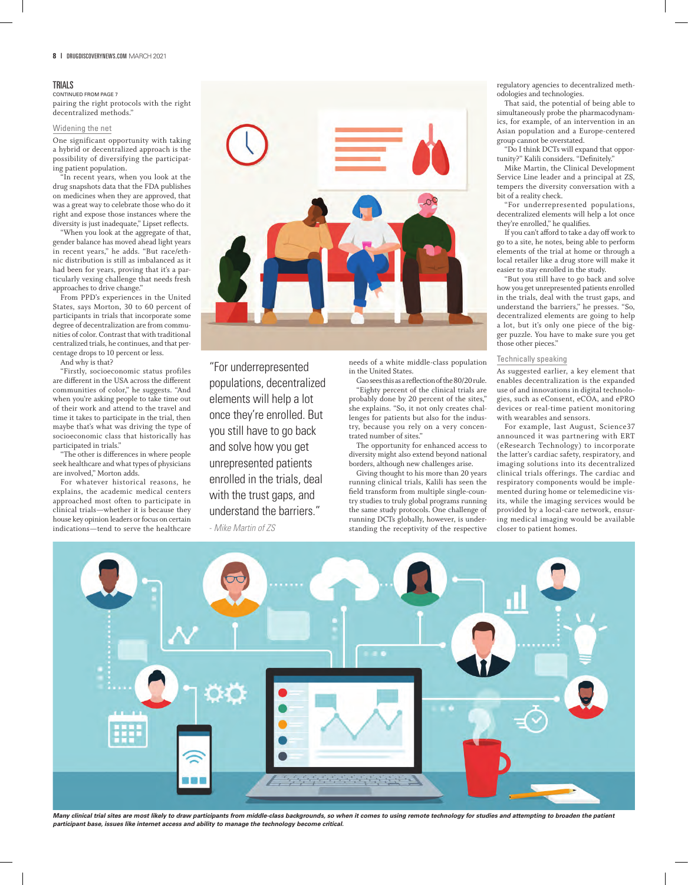## TRIALS

CONTINUED FROM PAGE 7

pairing the right protocols with the right decentralized methods."

### Widening the net

One significant opportunity with taking a hybrid or decentralized approach is the possibility of diversifying the participating patient population.

"In recent years, when you look at the drug snapshots data that the FDA publishes on medicines when they are approved, that was a great way to celebrate those who do it right and expose those instances where the diversity is just inadequate," Lipset reflects.

"When you look at the aggregate of that, gender balance has moved ahead light years in recent years," he adds. "But race/ethnic distribution is still as imbalanced as it had been for years, proving that it's a particularly vexing challenge that needs fresh approaches to drive change."

From PPD's experiences in the United States, says Morton, 30 to 60 percent of participants in trials that incorporate some degree of decentralization are from communities of color. Contrast that with traditional centralized trials, he continues, and that percentage drops to 10 percent or less.

And why is that?

"Firstly, socioeconomic status profiles are different in the USA across the different communities of color," he suggests. "And when you're asking people to take time out of their work and attend to the travel and time it takes to participate in the trial, then maybe that's what was driving the type of socioeconomic class that historically has participated in trials."

"The other is differences in where people seek healthcare and what types of physicians are involved," Morton adds.

For whatever historical reasons, he explains, the academic medical centers approached most often to participate in clinical trials—whether it is because they house key opinion leaders or focus on certain indications—tend to serve the healthcare needs of a white middle-class population in the United States.

Gao sees this as a reflection of the 80/20 rule.

"Eighty percent of the clinical trials are probably done by 20 percent of the sites," she explains. "So, it not only creates challenges for patients but also for the industry, because you rely on a very concentrated number of sites."

The opportunity for enhanced access to diversity might also extend beyond national borders, although new challenges arise.

Giving thought to his more than 20 years running clinical trials, Kalili has seen the field transform from multiple single-country studies to truly global programs running the same study protocols. One challenge of running DCTs globally, however, is understanding the receptivity of the respective regulatory agencies to decentralized methodologies and technologies.

That said, the potential of being able to simultaneously probe the pharmacodynamics, for example, of an intervention in an Asian population and a Europe-centered group cannot be overstated.

"Do I think DCTs will expand that opportunity?" Kalili considers. "Definitely."

Mike Martin, the Clinical Development Service Line leader and a principal at ZS, tempers the diversity conversation with a bit of a reality check.

"For underrepresented populations, decentralized elements will help a lot once they're enrolled," he qualifies.

If you can't afford to take a day off work to go to a site, he notes, being able to perform elements of the trial at home or through a local retailer like a drug store will make it easier to stay enrolled in the study.

"But you still have to go back and solve how you get unrepresented patients enrolled in the trials, deal with the trust gaps, and understand the barriers," he presses. "So, decentralized elements are going to help a lot, but it's only one piece of the bigger puzzle. You have to make sure you get those other pieces."

> "For underrepresented populations, decentralized elements will help a lot once they're enrolled. But you still have to go back and solve how you get unrepresented patients enrolled in the trials, deal with the trust gaps, and understand the barriers."
>
> *- Mike Martin of ZS*

### Technically speaking

As suggested earlier, a key element that enables decentralization is the expanded use of and innovations in digital technologies, such as eConsent, eCOA, and ePRO devices or real-time patient monitoring with wearables and sensors.

For example, last August, Science37 announced it was partnering with ERT (eResearch Technology) to incorporate the latter's cardiac safety, respiratory, and imaging solutions into its decentralized clinical trials offerings. The cardiac and respiratory components would be implemented during home or telemedicine visits, while the imaging services would be provided by a local-care network, ensuring medical imaging would be available closer to patient homes.

*Many clinical trial sites are most likely to draw participants from middle-class backgrounds, so when it comes to using remote technology for studies and attempting to broaden the patient participant base, issues like internet access and ability to manage the technology become critical.*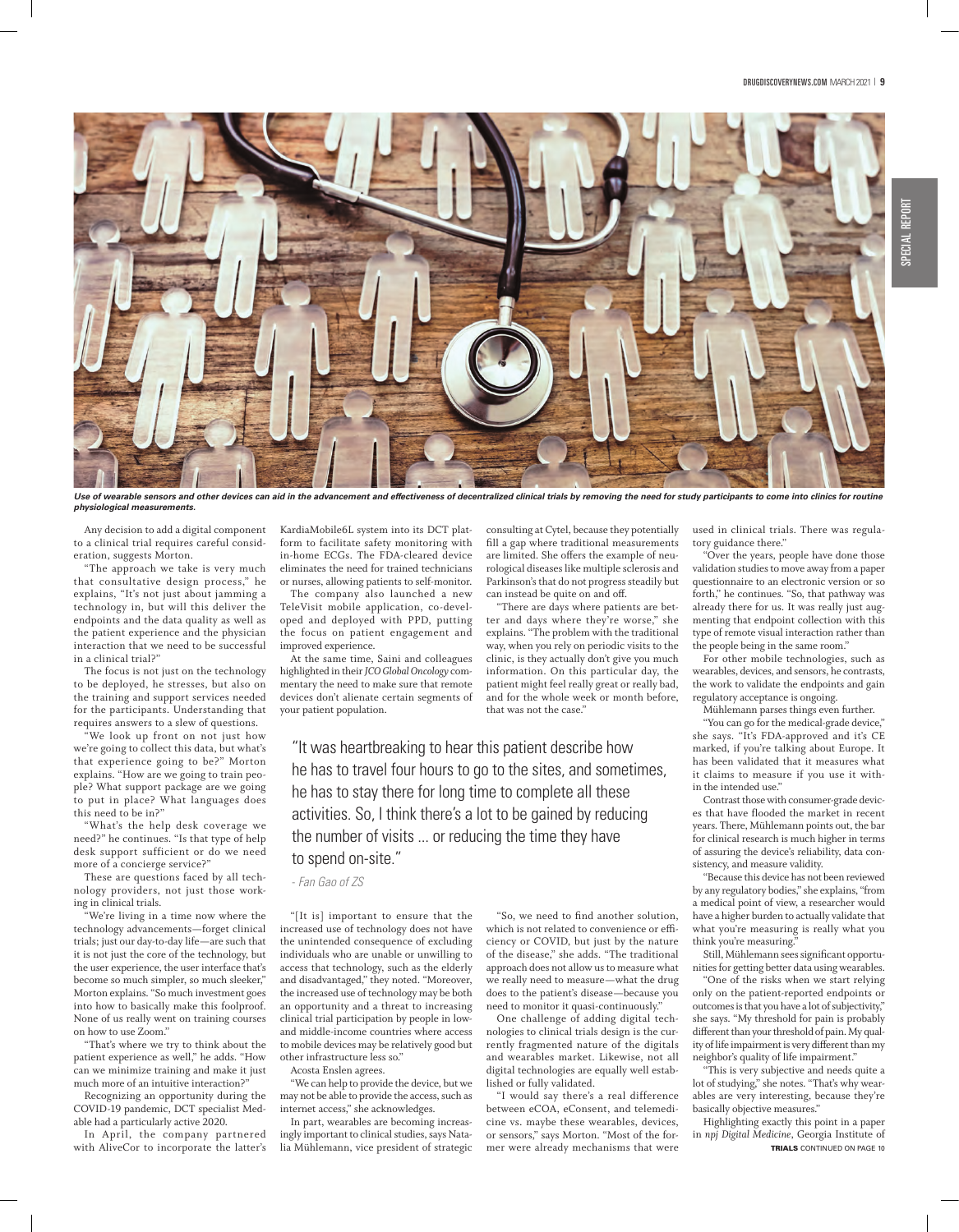*Use of wearable sensors and other devices can aid in the advancement and effectiveness of decentralized clinical trials by removing the need for study participants to come into clinics for routine physiological measurements.*

Any decision to add a digital component to a clinical trial requires careful consideration, suggests Morton.

"The approach we take is very much that consultative design process," he explains, "It's not just about jamming a technology in, but will this deliver the endpoints and the data quality as well as the patient experience and the physician interaction that we need to be successful in a clinical trial?"

The focus is not just on the technology to be deployed, he stresses, but also on the training and support services needed for the participants. Understanding that requires answers to a slew of questions.

"We look up front on not just how we're going to collect this data, but what's that experience going to be?" Morton explains. "How are we going to train people? What support package are we going to put in place? What languages does this need to be in?"

"What's the help desk coverage we need?" he continues. "Is that type of help desk support sufficient or do we need more of a concierge service?"

These are questions faced by all technology providers, not just those working in clinical trials.

"We're living in a time now where the technology advancements—forget clinical trials; just our day-to-day life—are such that it is not just the core of the technology, but the user experience, the user interface that's become so much simpler, so much sleeker," Morton explains. "So much investment goes into how to basically make this foolproof. None of us really went on training courses on how to use Zoom."

"That's where we try to think about the patient experience as well," he adds. "How can we minimize training and make it just much more of an intuitive interaction?"

Recognizing an opportunity during the COVID-19 pandemic, DCT specialist Medable had a particularly active 2020.

In April, the company partnered with AliveCor to incorporate the latter's KardiaMobile6L system into its DCT platform to facilitate safety monitoring with in-home ECGs. The FDA-cleared device eliminates the need for trained technicians or nurses, allowing patients to self-monitor.

The company also launched a new TeleVisit mobile application, co-developed and deployed with PPD, putting the focus on patient engagement and improved experience.

At the same time, Saini and colleagues highlighted in their *JCO Global Oncology* commentary the need to make sure that remote devices don't alienate certain segments of your patient population.

> "It was heartbreaking to hear this patient describe how he has to travel four hours to go to the sites, and sometimes, he has to stay there for long time to complete all these activities. So, I think there's a lot to be gained by reducing the number of visits ... or reducing the time they have to spend on-site."
>
> *- Fan Gao of ZS*

"[It is] important to ensure that the increased use of technology does not have the unintended consequence of excluding individuals who are unable or unwilling to access that technology, such as the elderly and disadvantaged," they noted. "Moreover, the increased use of technology may be both an opportunity and a threat to increasing clinical trial participation by people in low- and middle-income countries where access to mobile devices may be relatively good but other infrastructure less so."

Acosta Enslen agrees.

"We can help to provide the device, but we may not be able to provide the access, such as internet access," she acknowledges.

In part, wearables are becoming increasingly important to clinical studies, says Natalia Mühlemann, vice president of strategic consulting at Cytel, because they potentially fill a gap where traditional measurements are limited. She offers the example of neurological diseases like multiple sclerosis and Parkinson's that do not progress steadily but can instead be quite on and off.

"There are days where patients are better and days where they're worse," she explains. "The problem with the traditional way, when you rely on periodic visits to the clinic, is they actually don't give you much information. On this particular day, the patient might feel really great or really bad, and for the whole week or month before, that was not the case."

"So, we need to find another solution, which is not related to convenience or efficiency or COVID, but just by the nature of the disease," she adds. "The traditional approach does not allow us to measure what we really need to measure—what the drug does to the patient's disease—because you need to monitor it quasi-continuously."

One challenge of adding digital technologies to clinical trials design is the currently fragmented nature of the digitals and wearables market. Likewise, not all digital technologies are equally well established or fully validated.

"I would say there's a real difference between eCOA, eConsent, and telemedicine vs. maybe these wearables, devices, or sensors," says Morton. "Most of the former were already mechanisms that were used in clinical trials. There was regulatory guidance there."

"Over the years, people have done those validation studies to move away from a paper questionnaire to an electronic version or so forth," he continues. "So, that pathway was already there for us. It was really just augmenting that endpoint collection with this type of remote visual interaction rather than the people being in the same room."

For other mobile technologies, such as wearables, devices, and sensors, he contrasts, the work to validate the endpoints and gain regulatory acceptance is ongoing.

Mühlemann parses things even further.

"You can go for the medical-grade device," she says. "It's FDA-approved and it's CE marked, if you're talking about Europe. It has been validated that it measures what it claims to measure if you use it within the intended use."

Contrast those with consumer-grade devices that have flooded the market in recent years. There, Mühlemann points out, the bar for clinical research is much higher in terms of assuring the device's reliability, data consistency, and measure validity.

"Because this device has not been reviewed by any regulatory bodies," she explains, "from a medical point of view, a researcher would have a higher burden to actually validate that what you're measuring is really what you think you're measuring."

Still, Mühlemann sees significant opportunities for getting better data using wearables.

"One of the risks when we start relying only on the patient-reported endpoints or outcomes is that you have a lot of subjectivity," she says. "My threshold for pain is probably different than your threshold of pain. My quality of life impairment is very different than my neighbor's quality of life impairment."

"This is very subjective and needs quite a lot of studying," she notes. "That's why wearables are very interesting, because they're basically objective measures."

Highlighting exactly this point in a paper in *npj Digital Medicine*, Georgia Institute of

**TRIALS** CONTINUED ON PAGE 10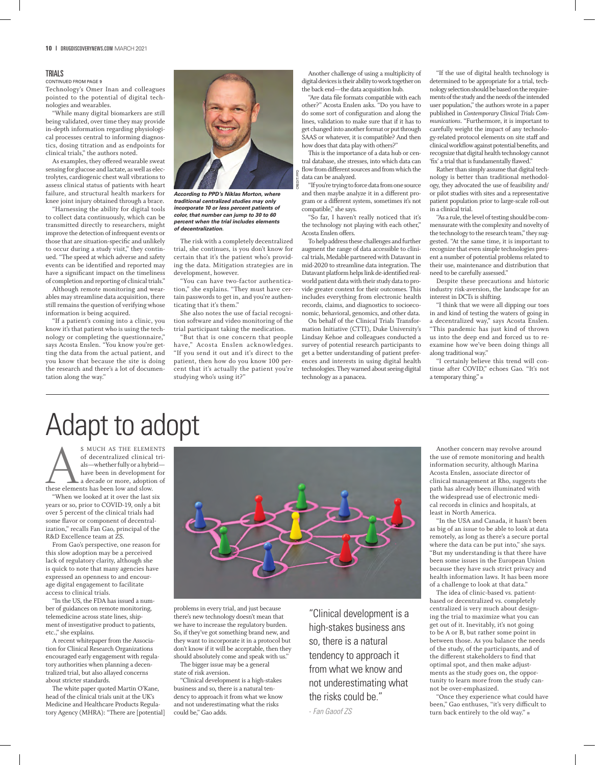## TRIALS

CONTINUED FROM PAGE 9

Technology's Omer Inan and colleagues pointed to the potential of digital technologies and wearables.

"While many digital biomarkers are still being validated, over time they may provide in-depth information regarding physiological processes central to informing diagnostics, dosing titration and as endpoints for clinical trials," the authors noted.

As examples, they offered wearable sweat sensing for glucose and lactate, as well as electrolytes, cardiogenic chest wall vibrations to assess clinical status of patients with heart failure, and structural health markers for knee joint injury obtained through a brace.

"Harnessing the ability for digital tools to collect data continuously, which can be transmitted directly to researchers, might improve the detection of infrequent events or those that are situation-specific and unlikely to occur during a study visit," they continued. "The speed at which adverse and safety events can be identified and reported may have a significant impact on the timeliness of completion and reporting of clinical trials."

Although remote monitoring and wearables may streamline data acquisition, there still remains the question of verifying whose information is being acquired.

"If a patient's coming into a clinic, you know it's that patient who is using the technology or completing the questionnaire," says Acosta Enslen. "You know you're getting the data from the actual patient, and you know that because the site is doing the research and there's a lot of documentation along the way."

CREDIT: PPD

***According to PPD's Niklas Morton, where traditional centralized studies may only incorporate 10 or less percent patients of color, that number can jump to 30 to 60 percent when the trial includes elements of decentralization.***

The risk with a completely decentralized trial, she continues, is you don't know for certain that it's the patient who's providing the data. Mitigation strategies are in development, however.

"You can have two-factor authentication," she explains. "They must have certain passwords to get in, and you're authenticating that it's them."

She also notes the use of facial recognition software and video monitoring of the trial participant taking the medication.

"But that is one concern that people have," Acosta Enslen acknowledges. "If you send it out and it's direct to the patient, then how do you know 100 percent that it's actually the patient you're studying who's using it?"

Another challenge of using a multiplicity of digital devices is their ability to work together on the back end—the data acquisition hub.

"Are data file formats compatible with each other?" Acosta Enslen asks. "Do you have to do some sort of configuration and along the lines, validation to make sure that if it has to get changed into another format or put through SAAS or whatever, it is compatible? And then how does that data play with others?"

This is the importance of a data hub or central database, she stresses, into which data can flow from different sources and from which the data can be analyzed.

"If you're trying to force data from one source and then maybe analyze it in a different program or a different system, sometimes it's not compatible," she says.

"So far, I haven't really noticed that it's the technology not playing with each other," Acosta Enslen offers.

To help address these challenges and further augment the range of data accessible to clinical trials, Medable partnered with Datavant in mid-2020 to streamline data integration. The Datavant platform helps link de-identified real-world patient data with their study data to provide greater context for their outcomes. This includes everything from electronic health records, claims, and diagnostics to socioeconomic, behavioral, genomics, and other data.

On behalf of the Clinical Trials Transformation Initiative (CTTI), Duke University's Lindsay Kehoe and colleagues conducted a survey of potential research participants to get a better understanding of patient preferences and interests in using digital health technologies. They warned about seeing digital technology as a panacea.

"If the use of digital health technology is determined to be appropriate for a trial, technology selection should be based on the requirements of the study and the needs of the intended user population," the authors wrote in a paper published in *Contemporary Clinical Trials Communications*. "Furthermore, it is important to carefully weight the impact of any technology-related protocol elements on site staff and clinical workflow against potential benefits, and recognize that digital health technology cannot 'fix' a trial that is fundamentally flawed."

Rather than simply assume that digital technology is better than traditional methodology, they advocated the use of feasibility and/or pilot studies with sites and a representative patient population prior to large-scale roll-out in a clinical trial.

"As a rule, the level of testing should be commensurate with the complexity and novelty of the technology to the research team," they suggested. "At the same time, it is important to recognize that even simple technologies present a number of potential problems related to their use, maintenance and distribution that need to be carefully assessed."

Despite these precautions and historic industry risk-aversion, the landscape for an interest in DCTs is shifting.

"I think that we were all dipping our toes in and kind of testing the waters of going in a decentralized way," says Acosta Enslen. "This pandemic has just kind of thrown us into the deep end and forced us to re-examine how we've been doing things all along traditional way."

"I certainly believe this trend will continue after COVID," echoes Gao. "It's not a temporary thing." ■

# Adapt to adopt

As much as the elements of decentralized clinical trials—whether fully or a hybrid—have been in development for a decade or more, adoption of these elements has been low and slow.

"When we looked at it over the last six years or so, prior to COVID-19, only a bit over 5 percent of the clinical trials had some flavor or component of decentralization," recalls Fan Gao, principal of the R&D Excellence team at ZS.

From Gao's perspective, one reason for this slow adoption may be a perceived lack of regulatory clarity, although she is quick to note that many agencies have expressed an openness to and encourage digital engagement to facilitate access to clinical trials.

"In the US, the FDA has issued a number of guidances on remote monitoring, telemedicine across state lines, shipment of investigative product to patients, etc.," she explains.

A recent whitepaper from the Association for Clinical Research Organizations encouraged early engagement with regulatory authorities when planning a decentralized trial, but also allayed concerns about stricter standards.

The white paper quoted Martin O'Kane, head of the clinical trials unit at the UK's Medicine and Healthcare Products Regulatory Agency (MHRA): "There are [potential] problems in every trial, and just because there's new technology doesn't mean that we have to increase the regulatory burden. So, if they've got something brand new, and they want to incorporate it in a protocol but don't know if it will be acceptable, then they should absolutely come and speak with us."

The bigger issue may be a general state of risk aversion.

"Clinical development is a high-stakes business and so, there is a natural tendency to approach it from what we know and not underestimating what the risks could be," Gao adds.

> "Clinical development is a high-stakes business ans so, there is a natural tendency to approach it from what we know and not underestimating what the risks could be."
>
> *- Fan Gaoof ZS*

Another concern may revolve around the use of remote monitoring and health information security, although Marina Acosta Enslen, associate director of clinical management at Rho, suggests the path has already been illuminated with the widespread use of electronic medical records in clinics and hospitals, at least in North America.

"In the USA and Canada, it hasn't been as big of an issue to be able to look at data remotely, as long as there's a secure portal where the data can be put into," she says. "But my understanding is that there have been some issues in the European Union because they have such strict privacy and health information laws. It has been more of a challenge to look at that data."

The idea of clinic-based vs. patient-based or decentralized vs. completely centralized is very much about designing the trial to maximize what you can get out of it. Inevitably, it's not going to be A or B, but rather some point in between those. As you balance the needs of the study, of the participants, and of the different stakeholders to find that optimal spot, and then make adjustments as the study goes on, the opportunity to learn more from the study cannot be over-emphasized.

"Once they experience what could have been," Gao enthuses, "it's very difficult to turn back entirely to the old way." ■